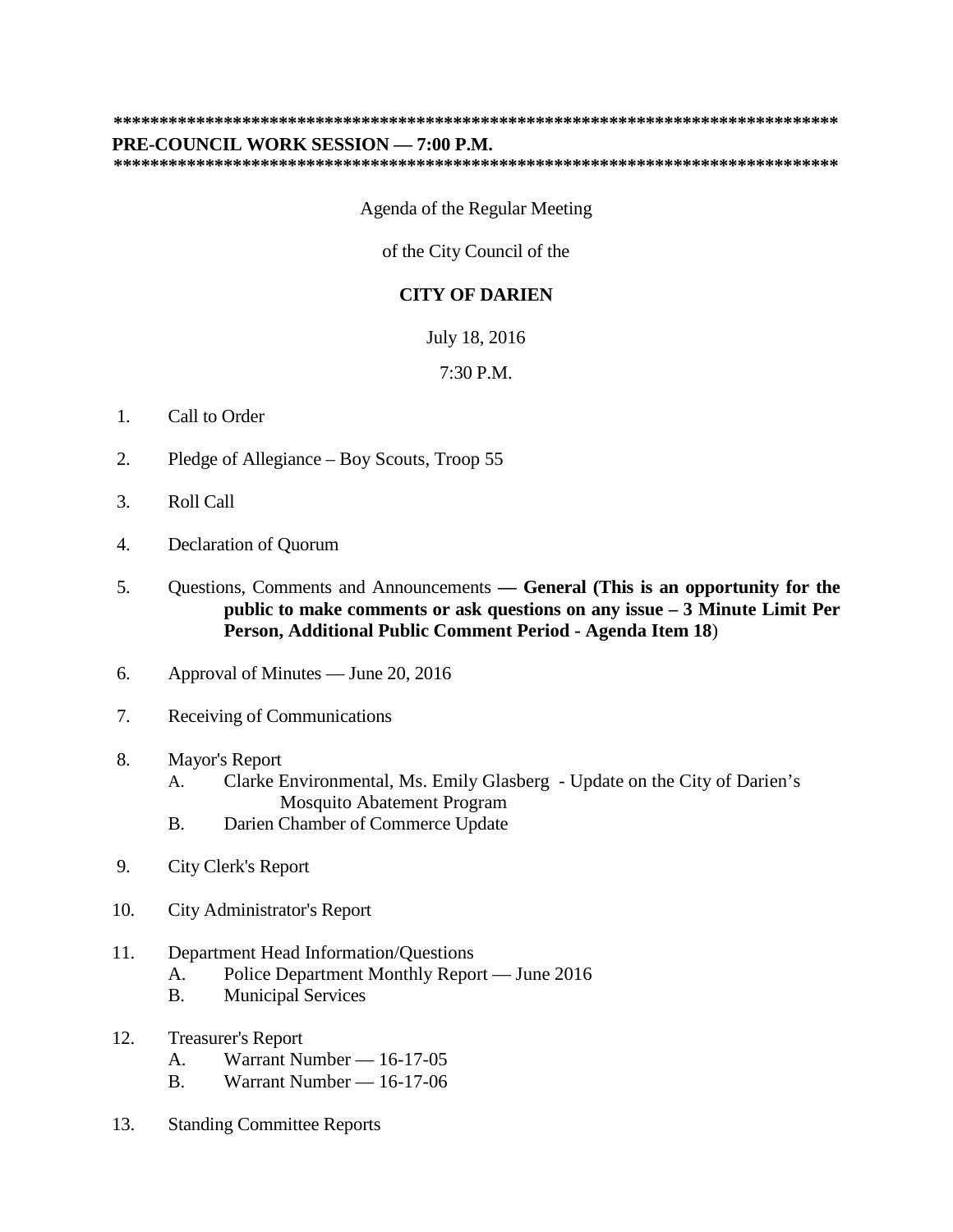**********************************************************************************

**PRE-COUNCIL WORK SESSION — 7:00 P.M.**

**********************************************************************************

Agenda of the Regular Meeting

of the City Council of the

**CITY OF DARIEN**

July 18, 2016

7:30 P.M.

1. Call to Order

2. Pledge of Allegiance – Boy Scouts, Troop 55

3. Roll Call

4. Declaration of Quorum

5. Questions, Comments and Announcements **— General (This is an opportunity for the public to make comments or ask questions on any issue – 3 Minute Limit Per Person, Additional Public Comment Period - Agenda Item 18**)

6. Approval of Minutes — June 20, 2016

7. Receiving of Communications

8. Mayor's Report
   - A. Clarke Environmental, Ms. Emily Glasberg - Update on the City of Darien's Mosquito Abatement Program
   - B. Darien Chamber of Commerce Update

9. City Clerk's Report

10. City Administrator's Report

11. Department Head Information/Questions
    - A. Police Department Monthly Report — June 2016
    - B. Municipal Services

12. Treasurer's Report
    - A. Warrant Number — 16-17-05
    - B. Warrant Number — 16-17-06

13. Standing Committee Reports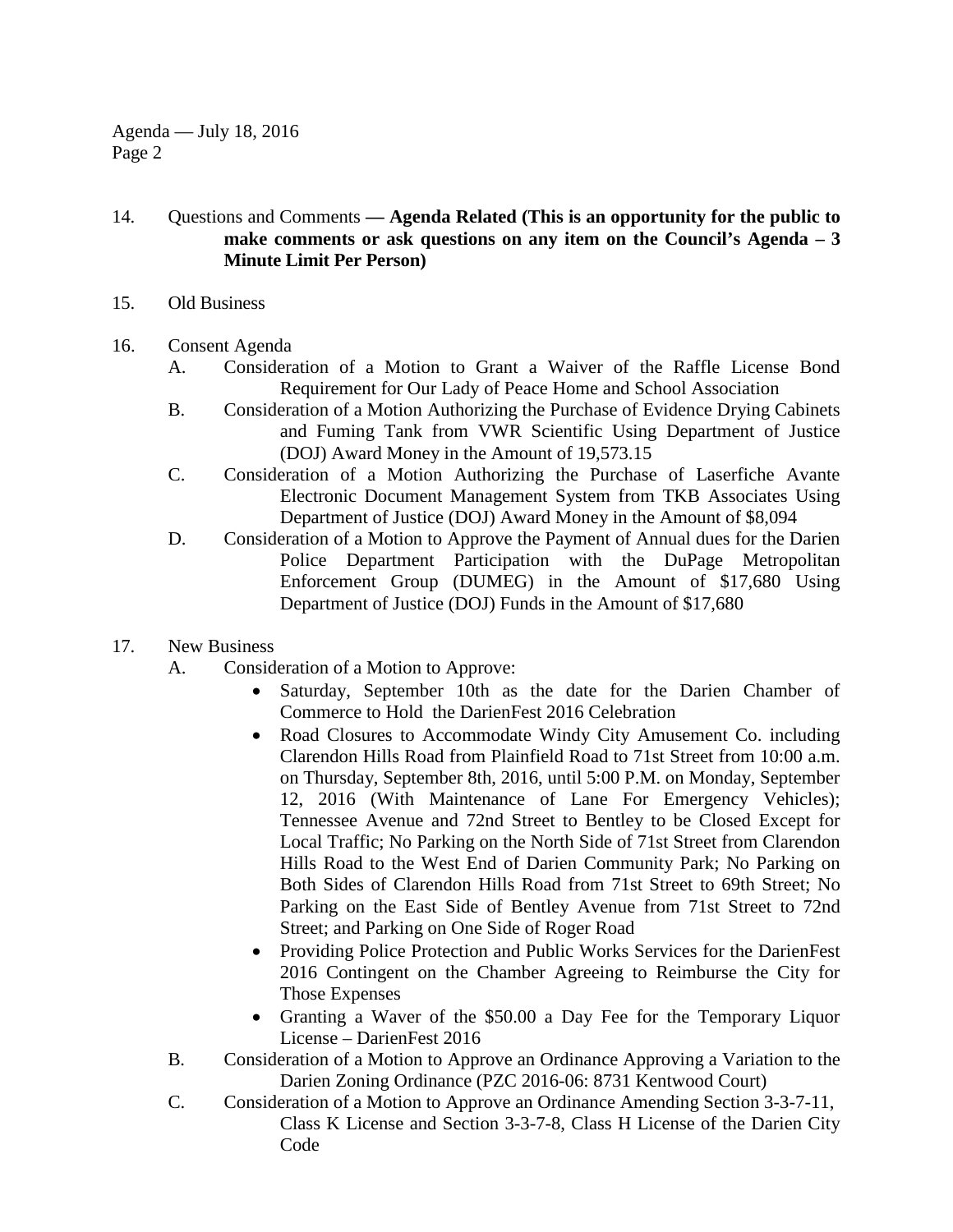14. Questions and Comments **— Agenda Related (This is an opportunity for the public to make comments or ask questions on any item on the Council's Agenda – 3 Minute Limit Per Person)**

15. Old Business

16. Consent Agenda
    - A. Consideration of a Motion to Grant a Waiver of the Raffle License Bond Requirement for Our Lady of Peace Home and School Association
    - B. Consideration of a Motion Authorizing the Purchase of Evidence Drying Cabinets and Fuming Tank from VWR Scientific Using Department of Justice (DOJ) Award Money in the Amount of 19,573.15
    - C. Consideration of a Motion Authorizing the Purchase of Laserfiche Avante Electronic Document Management System from TKB Associates Using Department of Justice (DOJ) Award Money in the Amount of $8,094
    - D. Consideration of a Motion to Approve the Payment of Annual dues for the Darien Police Department Participation with the DuPage Metropolitan Enforcement Group (DUMEG) in the Amount of $17,680 Using Department of Justice (DOJ) Funds in the Amount of $17,680

17. New Business
    - A. Consideration of a Motion to Approve:
        - Saturday, September 10th as the date for the Darien Chamber of Commerce to Hold the DarienFest 2016 Celebration
        - Road Closures to Accommodate Windy City Amusement Co. including Clarendon Hills Road from Plainfield Road to 71st Street from 10:00 a.m. on Thursday, September 8th, 2016, until 5:00 P.M. on Monday, September 12, 2016 (With Maintenance of Lane For Emergency Vehicles); Tennessee Avenue and 72nd Street to Bentley to be Closed Except for Local Traffic; No Parking on the North Side of 71st Street from Clarendon Hills Road to the West End of Darien Community Park; No Parking on Both Sides of Clarendon Hills Road from 71st Street to 69th Street; No Parking on the East Side of Bentley Avenue from 71st Street to 72nd Street; and Parking on One Side of Roger Road
        - Providing Police Protection and Public Works Services for the DarienFest 2016 Contingent on the Chamber Agreeing to Reimburse the City for Those Expenses
        - Granting a Waver of the $50.00 a Day Fee for the Temporary Liquor License – DarienFest 2016
    - B. Consideration of a Motion to Approve an Ordinance Approving a Variation to the Darien Zoning Ordinance (PZC 2016-06: 8731 Kentwood Court)
    - C. Consideration of a Motion to Approve an Ordinance Amending Section 3-3-7-11, Class K License and Section 3-3-7-8, Class H License of the Darien City Code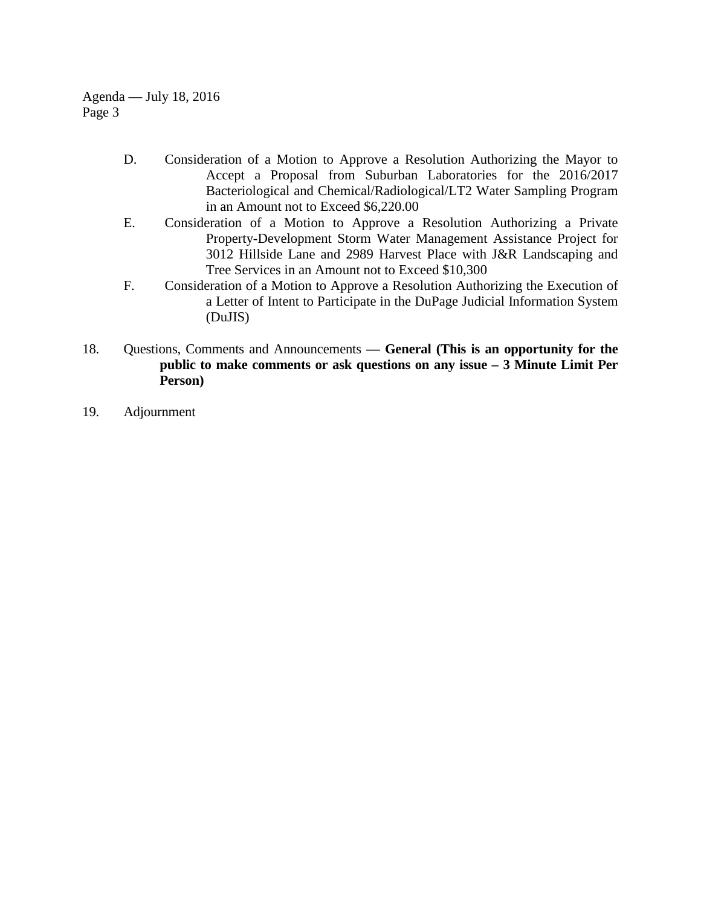D. Consideration of a Motion to Approve a Resolution Authorizing the Mayor to Accept a Proposal from Suburban Laboratories for the 2016/2017 Bacteriological and Chemical/Radiological/LT2 Water Sampling Program in an Amount not to Exceed $6,220.00

E. Consideration of a Motion to Approve a Resolution Authorizing a Private Property-Development Storm Water Management Assistance Project for 3012 Hillside Lane and 2989 Harvest Place with J&R Landscaping and Tree Services in an Amount not to Exceed $10,300

F. Consideration of a Motion to Approve a Resolution Authorizing the Execution of a Letter of Intent to Participate in the DuPage Judicial Information System (DuJIS)

18. Questions, Comments and Announcements **— General (This is an opportunity for the public to make comments or ask questions on any issue – 3 Minute Limit Per Person)**

19. Adjournment